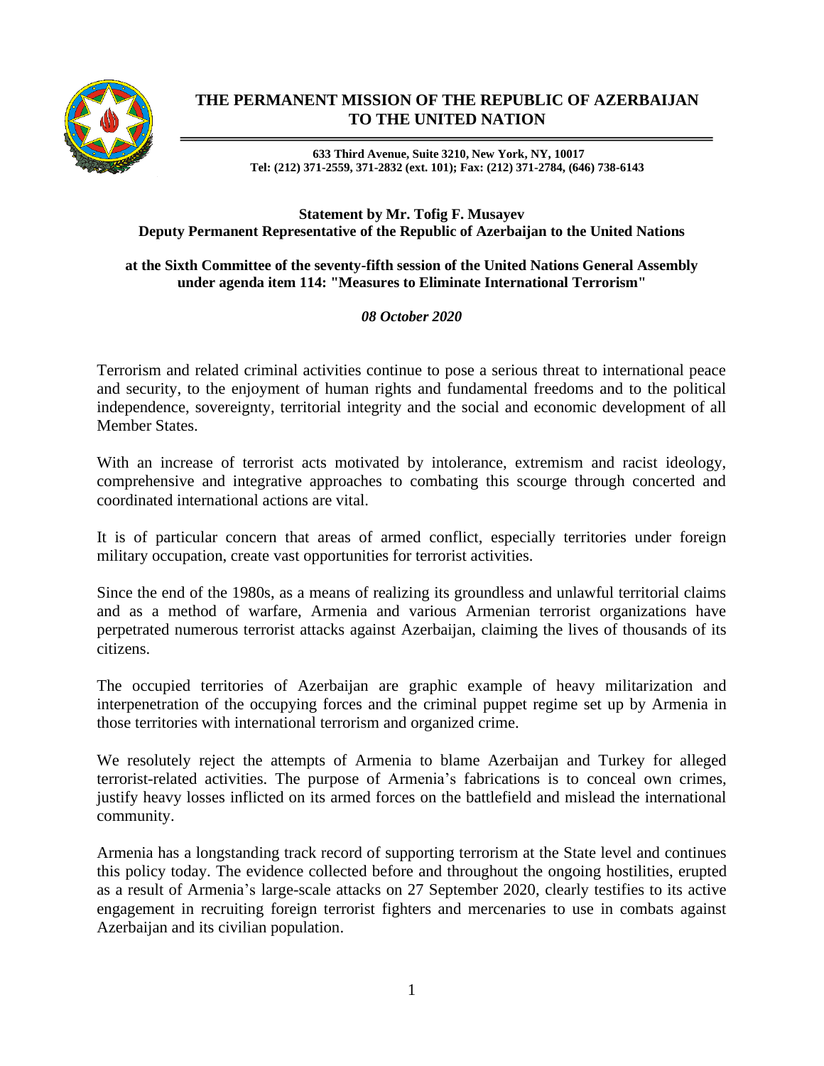# THE PERMANENT MISSION OF THE REPUBLIC OF AZERBAIJAN TO THE UNITED NATION

**633 Third Avenue, Suite 3210, New York, NY, 10017**
**Tel: (212) 371-2559, 371-2832 (ext. 101); Fax: (212) 371-2784, (646) 738-6143**

**Statement by Mr. Tofig F. Musayev**
**Deputy Permanent Representative of the Republic of Azerbaijan to the United Nations**

**at the Sixth Committee of the seventy-fifth session of the United Nations General Assembly under agenda item 114: "Measures to Eliminate International Terrorism"**

***08 October 2020***

Terrorism and related criminal activities continue to pose a serious threat to international peace and security, to the enjoyment of human rights and fundamental freedoms and to the political independence, sovereignty, territorial integrity and the social and economic development of all Member States.

With an increase of terrorist acts motivated by intolerance, extremism and racist ideology, comprehensive and integrative approaches to combating this scourge through concerted and coordinated international actions are vital.

It is of particular concern that areas of armed conflict, especially territories under foreign military occupation, create vast opportunities for terrorist activities.

Since the end of the 1980s, as a means of realizing its groundless and unlawful territorial claims and as a method of warfare, Armenia and various Armenian terrorist organizations have perpetrated numerous terrorist attacks against Azerbaijan, claiming the lives of thousands of its citizens.

The occupied territories of Azerbaijan are graphic example of heavy militarization and interpenetration of the occupying forces and the criminal puppet regime set up by Armenia in those territories with international terrorism and organized crime.

We resolutely reject the attempts of Armenia to blame Azerbaijan and Turkey for alleged terrorist-related activities. The purpose of Armenia's fabrications is to conceal own crimes, justify heavy losses inflicted on its armed forces on the battlefield and mislead the international community.

Armenia has a longstanding track record of supporting terrorism at the State level and continues this policy today. The evidence collected before and throughout the ongoing hostilities, erupted as a result of Armenia's large-scale attacks on 27 September 2020, clearly testifies to its active engagement in recruiting foreign terrorist fighters and mercenaries to use in combats against Azerbaijan and its civilian population.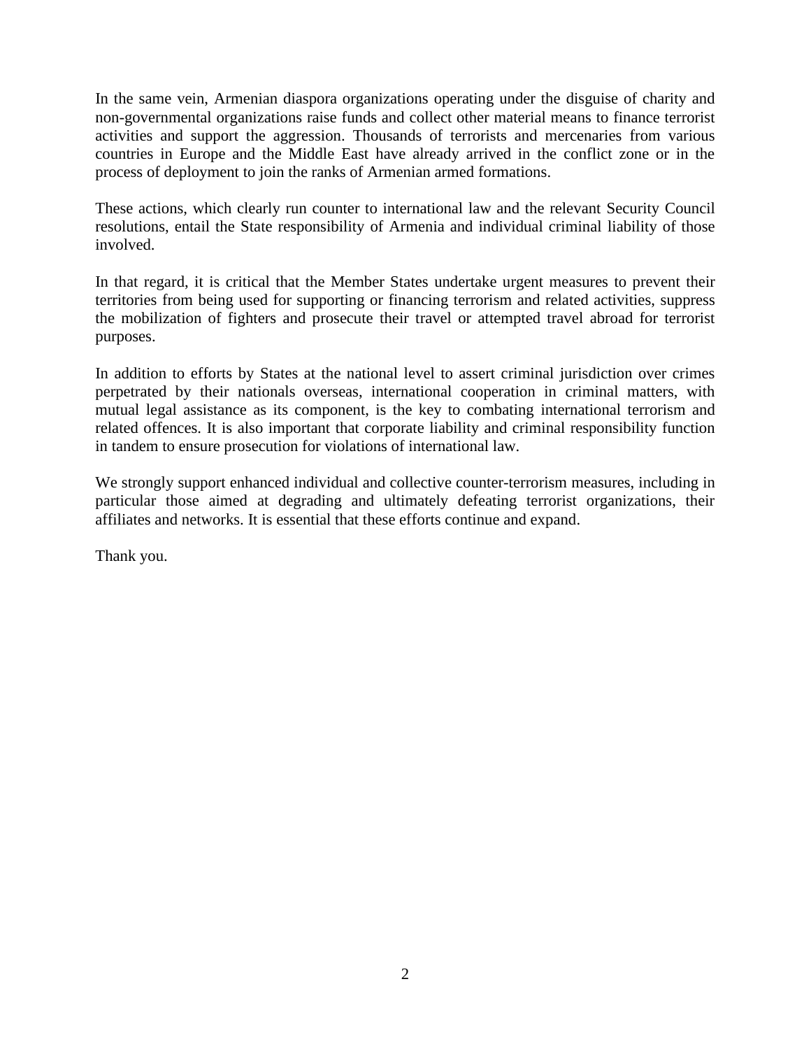In the same vein, Armenian diaspora organizations operating under the disguise of charity and non-governmental organizations raise funds and collect other material means to finance terrorist activities and support the aggression. Thousands of terrorists and mercenaries from various countries in Europe and the Middle East have already arrived in the conflict zone or in the process of deployment to join the ranks of Armenian armed formations.

These actions, which clearly run counter to international law and the relevant Security Council resolutions, entail the State responsibility of Armenia and individual criminal liability of those involved.

In that regard, it is critical that the Member States undertake urgent measures to prevent their territories from being used for supporting or financing terrorism and related activities, suppress the mobilization of fighters and prosecute their travel or attempted travel abroad for terrorist purposes.

In addition to efforts by States at the national level to assert criminal jurisdiction over crimes perpetrated by their nationals overseas, international cooperation in criminal matters, with mutual legal assistance as its component, is the key to combating international terrorism and related offences. It is also important that corporate liability and criminal responsibility function in tandem to ensure prosecution for violations of international law.

We strongly support enhanced individual and collective counter-terrorism measures, including in particular those aimed at degrading and ultimately defeating terrorist organizations, their affiliates and networks. It is essential that these efforts continue and expand.

Thank you.